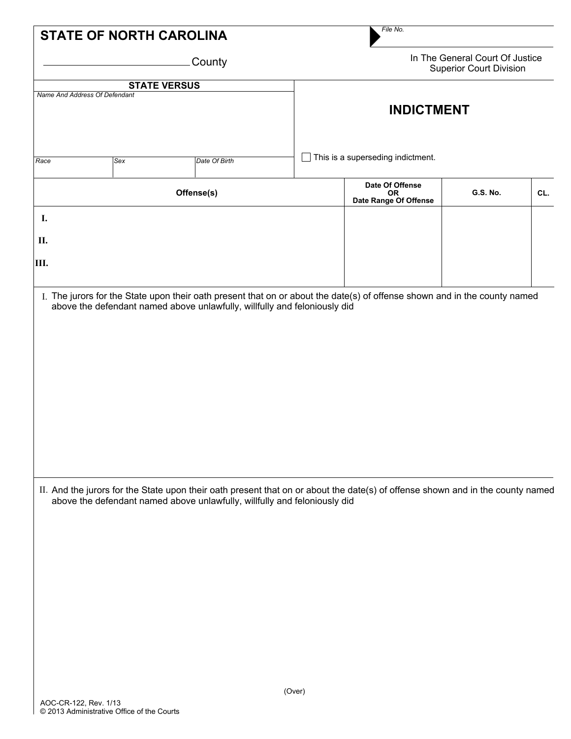**STATE OF NORTH CAROLINA**

File No.

_________________________ County

In The General Court Of Justice
Superior Court Division

| STATE VERSUS | |
|---|---|
| *Name And Address Of Defendant* | **INDICTMENT** |
| *Race* / *Sex* / *Date Of Birth* | ☐ This is a superseding indictment. |

| Offense(s) | Date Of Offense OR Date Range Of Offense | G.S. No. | CL. |
|---|---|---|---|
| I. | | | |
| II. | | | |
| III. | | | |

I. The jurors for the State upon their oath present that on or about the date(s) of offense shown and in the county named above the defendant named above unlawfully, willfully and feloniously did

II. And the jurors for the State upon their oath present that on or about the date(s) of offense shown and in the county named above the defendant named above unlawfully, willfully and feloniously did

(Over)

AOC-CR-122, Rev. 1/13
© 2013 Administrative Office of the Courts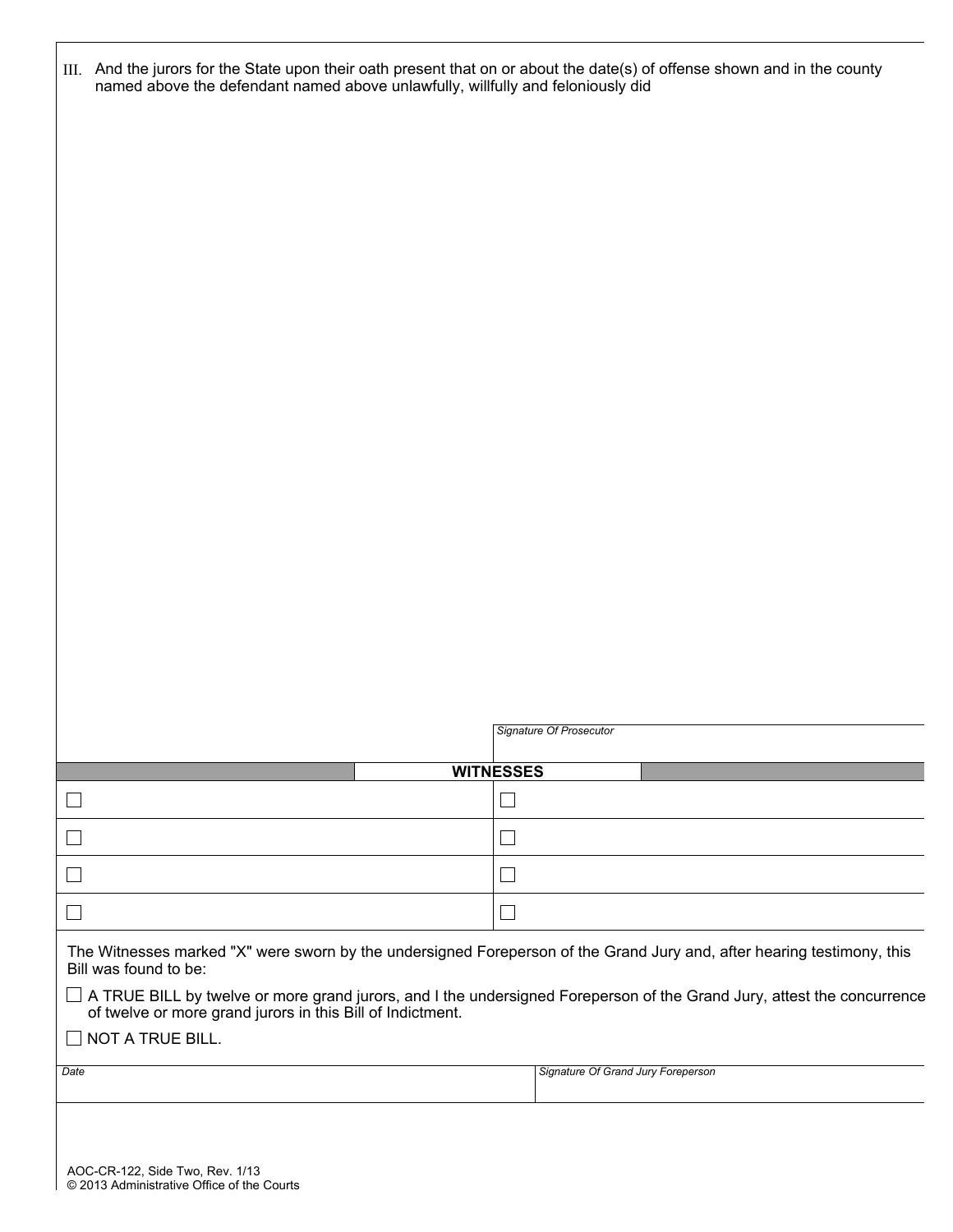III. And the jurors for the State upon their oath present that on or about the date(s) of offense shown and in the county named above the defendant named above unlawfully, willfully and feloniously did

*Signature Of Prosecutor*

**WITNESSES**

| | |
|---|---|
| ☐ | ☐ |
| ☐ | ☐ |
| ☐ | ☐ |
| ☐ | ☐ |

The Witnesses marked "X" were sworn by the undersigned Foreperson of the Grand Jury and, after hearing testimony, this Bill was found to be:

☐ A TRUE BILL by twelve or more grand jurors, and I the undersigned Foreperson of the Grand Jury, attest the concurrence of twelve or more grand jurors in this Bill of Indictment.

☐ NOT A TRUE BILL.

| *Date* | *Signature Of Grand Jury Foreperson* |
|---|---|
| | |

AOC-CR-122, Side Two, Rev. 1/13
© 2013 Administrative Office of the Courts